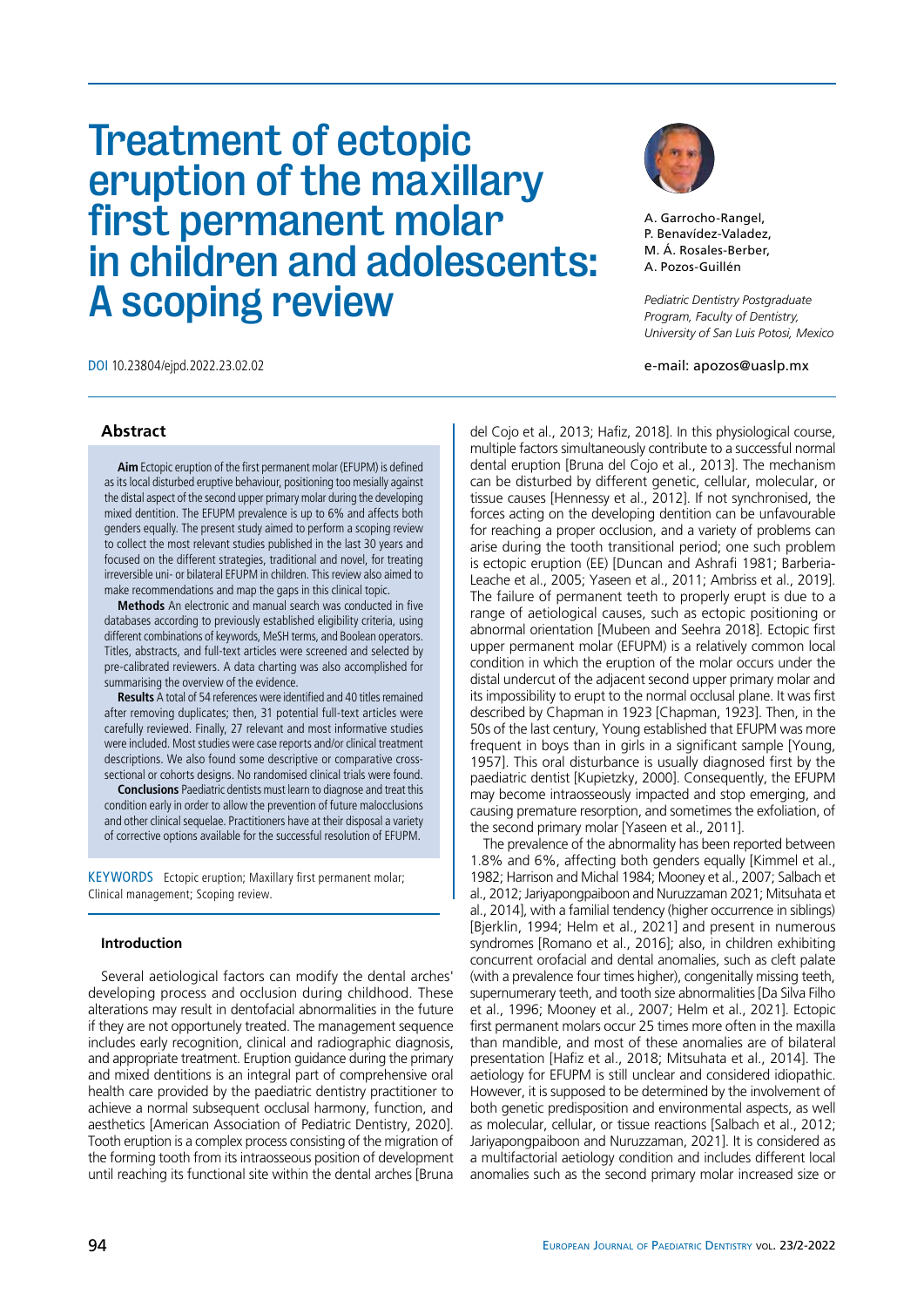# Treatment of ectopic eruption of the maxillary first permanent molar in children and adolescents: A scoping review

A. Garrocho-Rangel,
P. Benavídez-Valadez,
M. Á. Rosales-Berber,
A. Pozos-Guillén

*Pediatric Dentistry Postgraduate Program, Faculty of Dentistry, University of San Luis Potosi, Mexico*

e-mail: apozos@uaslp.mx

DOI 10.23804/ejpd.2022.23.02.02

## Abstract

**Aim** Ectopic eruption of the first permanent molar (EFUPM) is defined as its local disturbed eruptive behaviour, positioning too mesially against the distal aspect of the second upper primary molar during the developing mixed dentition. The EFUPM prevalence is up to 6% and affects both genders equally. The present study aimed to perform a scoping review to collect the most relevant studies published in the last 30 years and focused on the different strategies, traditional and novel, for treating irreversible uni- or bilateral EFUPM in children. This review also aimed to make recommendations and map the gaps in this clinical topic.

**Methods** An electronic and manual search was conducted in five databases according to previously established eligibility criteria, using different combinations of keywords, MeSH terms, and Boolean operators. Titles, abstracts, and full-text articles were screened and selected by pre-calibrated reviewers. A data charting was also accomplished for summarising the overview of the evidence.

**Results** A total of 54 references were identified and 40 titles remained after removing duplicates; then, 31 potential full-text articles were carefully reviewed. Finally, 27 relevant and most informative studies were included. Most studies were case reports and/or clinical treatment descriptions. We also found some descriptive or comparative cross-sectional or cohorts designs. No randomised clinical trials were found.

**Conclusions** Paediatric dentists must learn to diagnose and treat this condition early in order to allow the prevention of future malocclusions and other clinical sequelae. Practitioners have at their disposal a variety of corrective options available for the successful resolution of EFUPM.

KEYWORDS Ectopic eruption; Maxillary first permanent molar; Clinical management; Scoping review.

### Introduction

Several aetiological factors can modify the dental arches' developing process and occlusion during childhood. These alterations may result in dentofacial abnormalities in the future if they are not opportunely treated. The management sequence includes early recognition, clinical and radiographic diagnosis, and appropriate treatment. Eruption guidance during the primary and mixed dentitions is an integral part of comprehensive oral health care provided by the paediatric dentistry practitioner to achieve a normal subsequent occlusal harmony, function, and aesthetics [American Association of Pediatric Dentistry, 2020]. Tooth eruption is a complex process consisting of the migration of the forming tooth from its intraosseous position of development until reaching its functional site within the dental arches [Bruna del Cojo et al., 2013; Hafiz, 2018]. In this physiological course, multiple factors simultaneously contribute to a successful normal dental eruption [Bruna del Cojo et al., 2013]. The mechanism can be disturbed by different genetic, cellular, molecular, or tissue causes [Hennessy et al., 2012]. If not synchronised, the forces acting on the developing dentition can be unfavourable for reaching a proper occlusion, and a variety of problems can arise during the tooth transitional period; one such problem is ectopic eruption (EE) [Duncan and Ashrafi 1981; Barberia-Leache et al., 2005; Yaseen et al., 2011; Ambriss et al., 2019]. The failure of permanent teeth to properly erupt is due to a range of aetiological causes, such as ectopic positioning or abnormal orientation [Mubeen and Seehra 2018]. Ectopic first upper permanent molar (EFUPM) is a relatively common local condition in which the eruption of the molar occurs under the distal undercut of the adjacent second upper primary molar and its impossibility to erupt to the normal occlusal plane. It was first described by Chapman in 1923 [Chapman, 1923]. Then, in the 50s of the last century, Young established that EFUPM was more frequent in boys than in girls in a significant sample [Young, 1957]. This oral disturbance is usually diagnosed first by the paediatric dentist [Kupietzky, 2000]. Consequently, the EFUPM may become intraosseously impacted and stop emerging, and causing premature resorption, and sometimes the exfoliation, of the second primary molar [Yaseen et al., 2011].

The prevalence of the abnormality has been reported between 1.8% and 6%, affecting both genders equally [Kimmel et al., 1982; Harrison and Michal 1984; Mooney et al., 2007; Salbach et al., 2012; Jariyapongpaiboon and Nuruzzaman 2021; Mitsuhata et al., 2014], with a familial tendency (higher occurrence in siblings) [Bjerklin, 1994; Helm et al., 2021] and present in numerous syndromes [Romano et al., 2016]; also, in children exhibiting concurrent orofacial and dental anomalies, such as cleft palate (with a prevalence four times higher), congenitally missing teeth, supernumerary teeth, and tooth size abnormalities [Da Silva Filho et al., 1996; Mooney et al., 2007; Helm et al., 2021]. Ectopic first permanent molars occur 25 times more often in the maxilla than mandible, and most of these anomalies are of bilateral presentation [Hafiz et al., 2018; Mitsuhata et al., 2014]. The aetiology for EFUPM is still unclear and considered idiopathic. However, it is supposed to be determined by the involvement of both genetic predisposition and environmental aspects, as well as molecular, cellular, or tissue reactions [Salbach et al., 2012; Jariyapongpaiboon and Nuruzzaman, 2021]. It is considered as a multifactorial aetiology condition and includes different local anomalies such as the second primary molar increased size or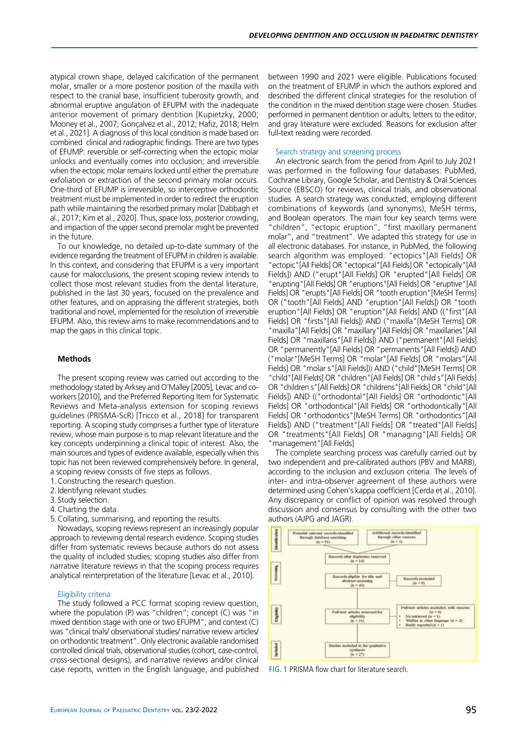atypical crown shape, delayed calcification of the permanent molar, smaller or a more posterior position of the maxilla with respect to the cranial base, insufficient tuberosity growth, and abnormal eruptive angulation of EFUPM with the inadequate anterior movement of primary dentition [Kupietzky, 2000; Mooney et al., 2007; Gonçalvez et al., 2012; Hafiz, 2018; Helm et al., 2021]. A diagnosis of this local condition is made based on combined clinical and radiographic findings. There are two types of EFUMP: reversible or self-correcting when the ectopic molar unlocks and eventually comes into occlusion; and irreversible when the ectopic molar remains locked until either the premature exfoliation or extraction of the second primary molar occurs. One-third of EFUMP is irreversible, so interceptive orthodontic treatment must be implemented in order to redirect the eruption path while maintaining the resorbed primary molar [Dabbagh et al., 2017; Kim et al., 2020]. Thus, space loss, posterior crowding, and impaction of the upper second premolar might be prevented in the future.

To our knowledge, no detailed up-to-date summary of the evidence regarding the treatment of EFUPM in children is available. In this context, and considering that EFUPM is a very important cause for malocclusions, the present scoping review intends to collect those most relevant studies from the dental literature, published in the last 30 years, focused on the prevalence and other features, and on appraising the different strategies, both traditional and novel, implemented for the resolution of irreversible EFUPM. Also, this review aims to make recommendations and to map the gaps in this clinical topic.

## Methods

The present scoping review was carried out according to the methodology stated by Arksey and O'Malley [2005], Levac and coworkers [2010], and the Preferred Reporting Item for Systematic Reviews and Meta-analysis extension for scoping reviews guidelines (PRISMA-ScR) [Tricco et al., 2018] for transparent reporting. A scoping study comprises a further type of literature review, whose main purpose is to map relevant literature and the key concepts underpinning a clinical topic of interest. Also, the main sources and types of evidence available, especially when this topic has not been reviewed comprehensively before. In general, a scoping review consists of five steps as follows.

1. Constructing the research question.
2. Identifying relevant studies.
3. Study selection.
4. Charting the data.
5. Collating, summarising, and reporting the results.

Nowadays, scoping reviews represent an increasingly popular approach to reviewing dental research evidence. Scoping studies differ from systematic reviews because authors do not assess the quality of included studies; scoping studies also differ from narrative literature reviews in that the scoping process requires analytical reinterpretation of the literature [Levac et al., 2010].

### Eligibility criteria

The study followed a PCC format scoping review question, where the population (P) was "children"; concept (C) was "in mixed dentition stage with one or two EFUPM"; and context (C) was "clinical trials/ observational studies/ narrative review articles/ on orthodontic treatment". Only electronic available randomised controlled clinical trials, observational studies (cohort, case-control, cross-sectional designs), and narrative reviews and/or clinical case reports, written in the English language, and published between 1990 and 2021 were eligible. Publications focused on the treatment of EFUMP in which the authors explored and described the different clinical strategies for the resolution of the condition in the mixed dentition stage were chosen. Studies performed in permanent dentition or adults, letters to the editor, and gray literature were excluded. Reasons for exclusion after full-text reading were recorded.

### Search strategy and screening process

An electronic search from the period from April to July 2021 was performed in the following four databases: PubMed, Cochrane Library, Google Scholar, and Dentistry & Oral Sciences Source (EBSCO) for reviews, clinical trials, and observational studies. A search strategy was conducted, employing different combinations of keywords (and synonyms), MeSH terms, and Boolean operators. The main four key search terms were "children", "ectopic eruption", "first maxillary permanent molar", and "treatment". We adapted this strategy for use in all electronic databases. For instance, in PubMed, the following search algorithm was employed: "ectopics"[All Fields] OR "ectopic"[All Fields] OR "ectopical"[All Fields] OR "ectopically"[All Fields]) AND ("erupt"[All Fields] OR "erupted"[All Fields] OR "erupting"[All Fields] OR "eruptions"[All Fields] OR "eruptive"[All Fields] OR "erupts"[All Fields] OR "tooth eruption"[MeSH Terms] OR ("tooth"[All Fields] AND "eruption"[All Fields]) OR "tooth eruption"[All Fields] OR "eruption"[All Fields] AND (("first"[All Fields] OR "firsts"[All Fields]) AND ("maxilla"[MeSH Terms] OR "maxilla"[All Fields] OR "maxillary"[All Fields] OR "maxillaries"[All Fields] OR "maxillaris"[All Fields]) AND ("permanent"[All Fields] OR "permanently"[All Fields] OR "permanents"[All Fields]) AND ("molar"[MeSH Terms] OR "molar"[All Fields] OR "molars"[All Fields] OR "molar s"[All Fields])) AND ("child"[MeSH Terms] OR "child"[All Fields] OR "children"[All Fields] OR "child s"[All Fields] OR "children s"[All Fields] OR "childrens"[All Fields] OR "child"[All Fields]) AND (("orthodontal"[All Fields] OR "orthodontic"[All Fields] OR "orthodontical"[All Fields] OR "orthodontically"[All Fields] OR "orthodontics"[MeSH Terms] OR "orthodontics"[All Fields]) AND ("treatment"[All Fields] OR "treated"[All Fields] OR "treatments"[All Fields] OR "managing"[All Fields] OR "management"[All Fields]

The complete searching process was carefully carried out by two independent and pre-calibrated authors (PBV and MARB), according to the inclusion and exclusion criteria. The levels of inter- and intra-observer agreement of these authors were determined using Cohen's kappa coefficient [Cerda et al., 2010]. Any discrepancy or conflict of opinion was resolved through discussion and consensus by consulting with the other two authors (AJPG and JAGR).

| | | |
|---|---|---|
| Identification | Potential relevant records identified through database searching (n = 51) | Additional records identified through other sources (n = 3) |
| | Records after duplicates removed (n = 14) | |
| Screening | Records eligible for title and abstract screening (n = 40) | Records excluded (n = 9) |
| Eligibility | Full-text articles assessed for eligibility (n = 31) | Full-text articles excluded, with reasons (n = 4) • No retrieved (n = 1) • Written in other language (n = 2) • Badly reported (n = 1) |
| Included | Studies included in the qualitative synthesis (n = 27) | |

FIG. 1 PRISMA flow chart for literature search.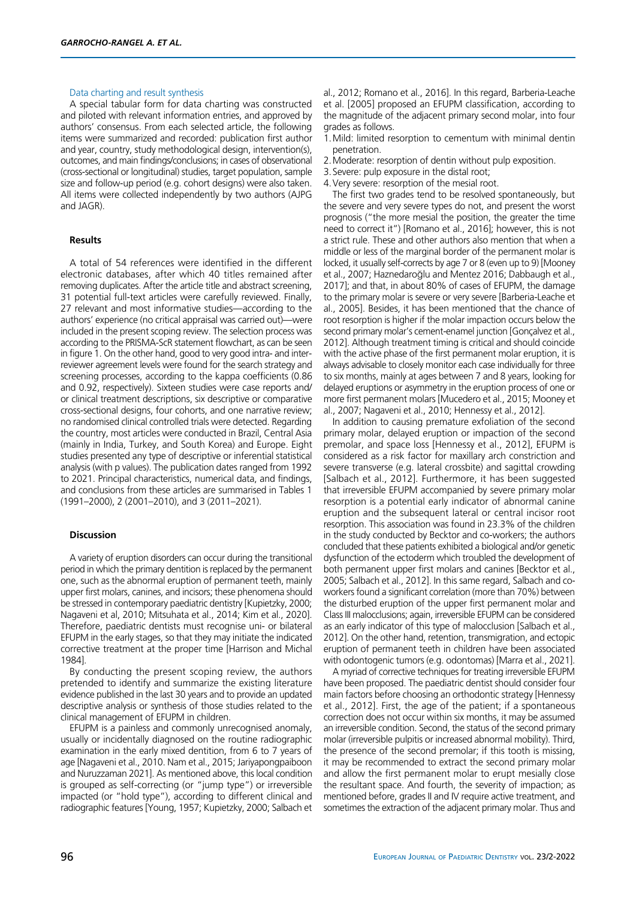### Data charting and result synthesis

A special tabular form for data charting was constructed and piloted with relevant information entries, and approved by authors' consensus. From each selected article, the following items were summarized and recorded: publication first author and year, country, study methodological design, intervention(s), outcomes, and main findings/conclusions; in cases of observational (cross-sectional or longitudinal) studies, target population, sample size and follow-up period (e.g. cohort designs) were also taken. All items were collected independently by two authors (AJPG and JAGR).

## Results

A total of 54 references were identified in the different electronic databases, after which 40 titles remained after removing duplicates. After the article title and abstract screening, 31 potential full-text articles were carefully reviewed. Finally, 27 relevant and most informative studies—according to the authors' experience (no critical appraisal was carried out)—were included in the present scoping review. The selection process was according to the PRISMA-ScR statement flowchart, as can be seen in figure 1. On the other hand, good to very good intra- and inter-reviewer agreement levels were found for the search strategy and screening processes, according to the kappa coefficients (0.86 and 0.92, respectively). Sixteen studies were case reports and/or clinical treatment descriptions, six descriptive or comparative cross-sectional designs, four cohorts, and one narrative review; no randomised clinical controlled trials were detected. Regarding the country, most articles were conducted in Brazil, Central Asia (mainly in India, Turkey, and South Korea) and Europe. Eight studies presented any type of descriptive or inferential statistical analysis (with p values). The publication dates ranged from 1992 to 2021. Principal characteristics, numerical data, and findings, and conclusions from these articles are summarised in Tables 1 (1991–2000), 2 (2001–2010), and 3 (2011–2021).

## Discussion

A variety of eruption disorders can occur during the transitional period in which the primary dentition is replaced by the permanent one, such as the abnormal eruption of permanent teeth, mainly upper first molars, canines, and incisors; these phenomena should be stressed in contemporary paediatric dentistry [Kupietzky, 2000; Nagaveni et al, 2010; Mitsuhata et al., 2014; Kim et al., 2020]. Therefore, paediatric dentists must recognise uni- or bilateral EFUPM in the early stages, so that they may initiate the indicated corrective treatment at the proper time [Harrison and Michal 1984].

By conducting the present scoping review, the authors pretended to identify and summarize the existing literature evidence published in the last 30 years and to provide an updated descriptive analysis or synthesis of those studies related to the clinical management of EFUPM in children.

EFUPM is a painless and commonly unrecognised anomaly, usually or incidentally diagnosed on the routine radiographic examination in the early mixed dentition, from 6 to 7 years of age [Nagaveni et al., 2010. Nam et al., 2015; Jariyapongpaiboon and Nuruzzaman 2021]. As mentioned above, this local condition is grouped as self-correcting (or "jump type") or irreversible impacted (or "hold type"), according to different clinical and radiographic features [Young, 1957; Kupietzky, 2000; Salbach et al., 2012; Romano et al., 2016]. In this regard, Barberia-Leache et al. [2005] proposed an EFUPM classification, according to the magnitude of the adjacent primary second molar, into four grades as follows.

1. Mild: limited resorption to cementum with minimal dentin penetration.
2. Moderate: resorption of dentin without pulp exposition.
3. Severe: pulp exposure in the distal root;
4. Very severe: resorption of the mesial root.

The first two grades tend to be resolved spontaneously, but the severe and very severe types do not, and present the worst prognosis ("the more mesial the position, the greater the time need to correct it") [Romano et al., 2016]; however, this is not a strict rule. These and other authors also mention that when a middle or less of the marginal border of the permanent molar is locked, it usually self-corrects by age 7 or 8 (even up to 9) [Mooney et al., 2007; Haznedaroğlu and Mentez 2016; Dabbaugh et al., 2017]; and that, in about 80% of cases of EFUPM, the damage to the primary molar is severe or very severe [Barberia-Leache et al., 2005]. Besides, it has been mentioned that the chance of root resorption is higher if the molar impaction occurs below the second primary molar's cement-enamel junction [Gonçalvez et al., 2012]. Although treatment timing is critical and should coincide with the active phase of the first permanent molar eruption, it is always advisable to closely monitor each case individually for three to six months, mainly at ages between 7 and 8 years, looking for delayed eruptions or asymmetry in the eruption process of one or more first permanent molars [Mucedero et al., 2015; Mooney et al., 2007; Nagaveni et al., 2010; Hennessy et al., 2012].

In addition to causing premature exfoliation of the second primary molar, delayed eruption or impaction of the second premolar, and space loss [Hennessy et al., 2012], EFUPM is considered as a risk factor for maxillary arch constriction and severe transverse (e.g. lateral crossbite) and sagittal crowding [Salbach et al., 2012]. Furthermore, it has been suggested that irreversible EFUPM accompanied by severe primary molar resorption is a potential early indicator of abnormal canine eruption and the subsequent lateral or central incisor root resorption. This association was found in 23.3% of the children in the study conducted by Becktor and co-workers; the authors concluded that these patients exhibited a biological and/or genetic dysfunction of the ectoderm which troubled the development of both permanent upper first molars and canines [Becktor et al., 2005; Salbach et al., 2012]. In this same regard, Salbach and co-workers found a significant correlation (more than 70%) between the disturbed eruption of the upper first permanent molar and Class III malocclusions; again, irreversible EFUPM can be considered as an early indicator of this type of malocclusion [Salbach et al., 2012]. On the other hand, retention, transmigration, and ectopic eruption of permanent teeth in children have been associated with odontogenic tumors (e.g. odontomas) [Marra et al., 2021].

A myriad of corrective techniques for treating irreversible EFUPM have been proposed. The paediatric dentist should consider four main factors before choosing an orthodontic strategy [Hennessy et al., 2012]. First, the age of the patient; if a spontaneous correction does not occur within six months, it may be assumed an irreversible condition. Second, the status of the second primary molar (irreversible pulpitis or increased abnormal mobility). Third, the presence of the second premolar; if this tooth is missing, it may be recommended to extract the second primary molar and allow the first permanent molar to erupt mesially close the resultant space. And fourth, the severity of impaction; as mentioned before, grades II and IV require active treatment, and sometimes the extraction of the adjacent primary molar. Thus and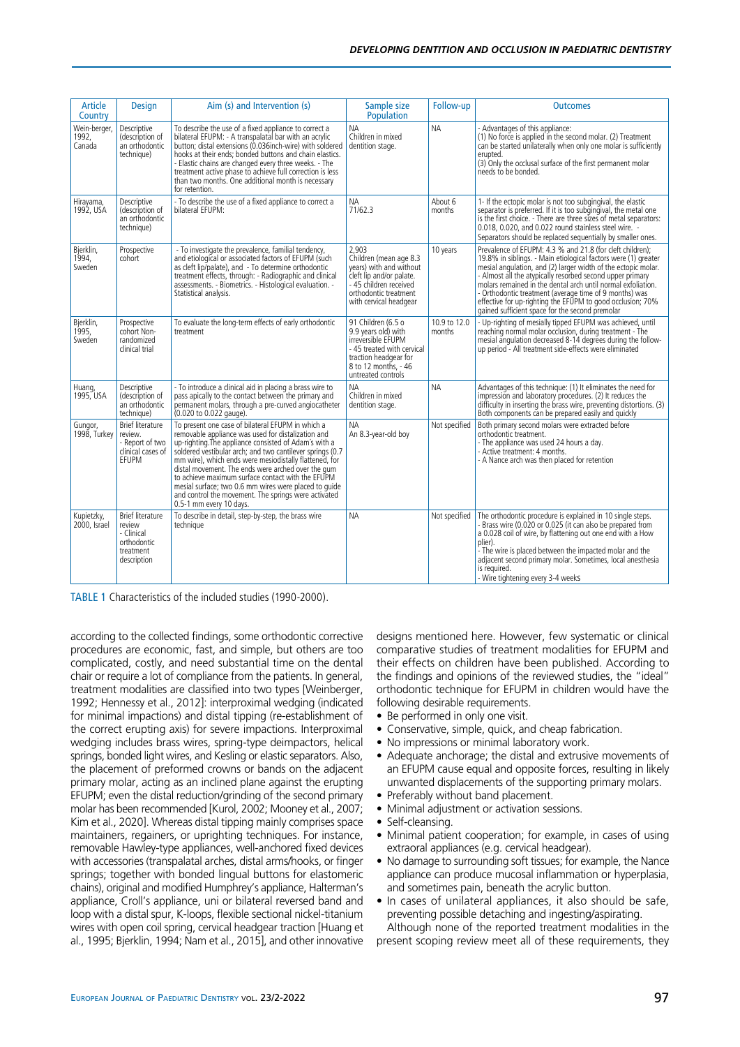| Article Country | Design | Aim (s) and Intervention (s) | Sample size Population | Follow-up | Outcomes |
|---|---|---|---|---|---|
| Wein-berger, 1992, Canada | Descriptive (description of an orthodontic technique) | To describe the use of a fixed appliance to correct a bilateral EFUPM: - A transpalatal bar with an acrylic button; distal extensions (0.036inch-wire) with soldered hooks at their ends; bonded buttons and chain elastics. - Elastic chains are changed every three weeks. - The treatment active phase to achieve full correction is less than two months. One additional month is necessary for retention. | NA Children in mixed dentition stage. | NA | - Advantages of this appliance: (1) No force is applied in the second molar. (2) Treatment can be started unilaterally when only one molar is sufficiently erupted. (3) Only the occlusal surface of the first permanent molar needs to be bonded. |
| Hirayama, 1992, USA | Descriptive (description of an orthodontic technique) | - To describe the use of a fixed appliance to correct a bilateral EFUPM: | NA 71/62.3 | About 6 months | 1- If the ectopic molar is not too subgingival, the elastic separator is preferred. If it is too subgingival, the metal one is the first choice. - There are three sizes of metal separators: 0.018, 0.020, and 0.022 round stainless steel wire. - Separators should be replaced sequentially by smaller ones. |
| Bjerklin, 1994, Sweden | Prospective cohort | - To investigate the prevalence, familial tendency, and etiological or associated factors of EFUPM (such as cleft lip/palate), and - To determine orthodontic treatment effects, through: - Radiographic and clinical assessments. - Biometrics. - Histological evaluation. - Statistical analysis. | 2,903 Children (mean age 8.3 years) with and without cleft lip and/or palate. - 45 children received orthodontic treatment with cervical headgear | 10 years | Prevalence of EFUPM: 4.3 % and 21.8 (for cleft children); 19.8% in siblings. - Main etiological factors were (1) greater mesial angulation, and (2) larger width of the ectopic molar. - Almost all the atypically resorbed second upper primary molars remained in the dental arch until normal exfoliation. - Orthodontic treatment (average time of 9 months) was effective for up-righting the EFUPM to good occlusion; 70% gained sufficient space for the second premolar |
| Bjerklin, 1995, Sweden | Prospective cohort Non-randomized clinical trial | To evaluate the long-term effects of early orthodontic treatment | 91 Children (6.5 o 9.9 years old) with irreversible EFUPM - 45 treated with cervical traction headgear for 8 to 12 months, - 46 untreated controls | 10.9 to 12.0 months | - Up-righting of mesially tipped EFUPM was achieved, until reaching normal molar occlusion, during treatment - The mesial angulation decreased 8-14 degrees during the follow-up period - All treatment side-effects were eliminated |
| Huang, 1995, USA | Descriptive (description of an orthodontic technique) | - To introduce a clinical aid in placing a brass wire to pass apically to the contact between the primary and permanent molars, through a pre-curved angiocatheter (0.020 to 0.022 gauge). | NA Children in mixed dentition stage. | NA | Advantages of this technique: (1) It eliminates the need for impression and laboratory procedures. (2) It reduces the difficulty in inserting the brass wire, preventing distortions. (3) Both components can be prepared easily and quickly |
| Gungor, 1998, Turkey | Brief literature review. - Report of two clinical cases of EFUPM | To present one case of bilateral EFUPM in which a removable appliance was used for distalization and up-righting.The appliance consisted of Adam's with a soldered vestibular arch; and two cantilever springs (0.7 mm wire), which ends were mesiodistally flattened, for distal movement. The ends were arched over the gum to achieve maximum surface contact with the EFUPM mesial surface; two 0.6 mm wires were placed to guide and control the movement. The springs were activated 0.5-1 mm every 10 days. | NA An 8.3-year-old boy | Not specified | Both primary second molars were extracted before orthodontic treatment. - The appliance was used 24 hours a day. - Active treatment: 4 months. - A Nance arch was then placed for retention |
| Kupietzky, 2000, Israel | Brief literature review - Clinical orthodontic treatment description | To describe in detail, step-by-step, the brass wire technique | NA | Not specified | The orthodontic procedure is explained in 10 single steps. - Brass wire (0.020 or 0.025 (it can also be prepared from a 0.028 coil of wire, by flattening out one end with a How plier). - The wire is placed between the impacted molar and the adjacent second primary molar. Sometimes, local anesthesia is required. - Wire tightening every 3-4 weeks |

TABLE 1 Characteristics of the included studies (1990-2000).

according to the collected findings, some orthodontic corrective procedures are economic, fast, and simple, but others are too complicated, costly, and need substantial time on the dental chair or require a lot of compliance from the patients. In general, treatment modalities are classified into two types [Weinberger, 1992; Hennessy et al., 2012]: interproximal wedging (indicated for minimal impactions) and distal tipping (re-establishment of the correct erupting axis) for severe impactions. Interproximal wedging includes brass wires, spring-type deimpactors, helical springs, bonded light wires, and Kesling or elastic separators. Also, the placement of preformed crowns or bands on the adjacent primary molar, acting as an inclined plane against the erupting EFUPM; even the distal reduction/grinding of the second primary molar has been recommended [Kurol, 2002; Mooney et al., 2007; Kim et al., 2020]. Whereas distal tipping mainly comprises space maintainers, regainers, or uprighting techniques. For instance, removable Hawley-type appliances, well-anchored fixed devices with accessories (transpalatal arches, distal arms/hooks, or finger springs; together with bonded lingual buttons for elastomeric chains), original and modified Humphrey's appliance, Halterman's appliance, Croll's appliance, uni or bilateral reversed band and loop with a distal spur, K-loops, flexible sectional nickel-titanium wires with open coil spring, cervical headgear traction [Huang et al., 1995; Bjerklin, 1994; Nam et al., 2015], and other innovative designs mentioned here. However, few systematic or clinical comparative studies of treatment modalities for EFUPM and their effects on children have been published. According to the findings and opinions of the reviewed studies, the "ideal" orthodontic technique for EFUPM in children would have the following desirable requirements.

- Be performed in only one visit.
- Conservative, simple, quick, and cheap fabrication.
- No impressions or minimal laboratory work.
- Adequate anchorage; the distal and extrusive movements of an EFUPM cause equal and opposite forces, resulting in likely unwanted displacements of the supporting primary molars.
- Preferably without band placement.
- Minimal adjustment or activation sessions.
- Self-cleansing.
- Minimal patient cooperation; for example, in cases of using extraoral appliances (e.g. cervical headgear).
- No damage to surrounding soft tissues; for example, the Nance appliance can produce mucosal inflammation or hyperplasia, and sometimes pain, beneath the acrylic button.
- In cases of unilateral appliances, it also should be safe, preventing possible detaching and ingesting/aspirating.

Although none of the reported treatment modalities in the present scoping review meet all of these requirements, they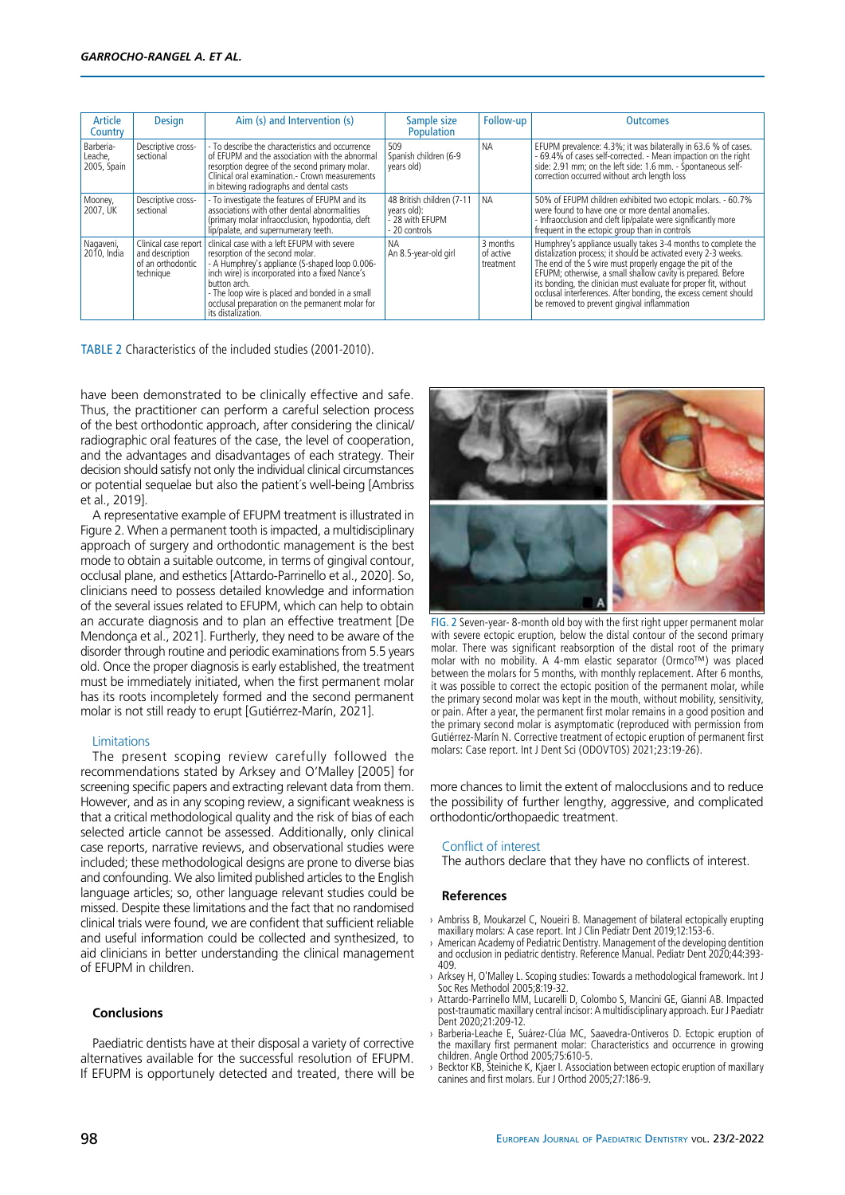| Article Country | Design | Aim (s) and Intervention (s) | Sample size Population | Follow-up | Outcomes |
|---|---|---|---|---|---|
| Barberia-Leache, 2005, Spain | Descriptive cross-sectional | - To describe the characteristics and occurrence of EFUPM and the association with the abnormal resorption degree of the second primary molar. Clinical oral examination.- Crown measurements in bitewing radiographs and dental casts | 509 Spanish children (6-9 years old) | NA | EFUPM prevalence: 4.3%; it was bilaterally in 63.6 % of cases. - 69.4% of cases self-corrected. - Mean impaction on the right side: 2.91 mm; on the left side: 1.6 mm. - Spontaneous self-correction occurred without arch length loss |
| Mooney, 2007, UK | Descriptive cross-sectional | - To investigate the features of EFUPM and its associations with other dental abnormalities (primary molar infraocclusion, hypodontia, cleft lip/palate, and supernumerary teeth. | 48 British children (7-11 years old): - 28 with EFUPM - 20 controls | NA | 50% of EFUPM children exhibited two ectopic molars. - 60.7% were found to have one or more dental anomalies. - Infraocclusion and cleft lip/palate were significantly more frequent in the ectopic group than in controls |
| Nagaveni, 2010, India | Clinical case report and description of an orthodontic technique | clinical case with a left EFUPM with severe resorption of the second molar. - A Humphrey's appliance (S-shaped loop 0.006-inch wire) is incorporated into a fixed Nance's button arch. - The loop wire is placed and bonded in a small occlusal preparation on the permanent molar for its distalization. | NA An 8.5-year-old girl | 3 months of active treatment | Humphrey's appliance usually takes 3-4 months to complete the distalization process; it should be activated every 2-3 weeks. The end of the S wire must properly engage the pit of the EFUPM; otherwise, a small shallow cavity is prepared. Before its bonding, the clinician must evaluate for proper fit, without occlusal interferences. After bonding, the excess cement should be removed to prevent gingival inflammation |

TABLE 2 Characteristics of the included studies (2001-2010).

have been demonstrated to be clinically effective and safe. Thus, the practitioner can perform a careful selection process of the best orthodontic approach, after considering the clinical/radiographic oral features of the case, the level of cooperation, and the advantages and disadvantages of each strategy. Their decision should satisfy not only the individual clinical circumstances or potential sequelae but also the patient´s well-being [Ambriss et al., 2019].

A representative example of EFUPM treatment is illustrated in Figure 2. When a permanent tooth is impacted, a multidisciplinary approach of surgery and orthodontic management is the best mode to obtain a suitable outcome, in terms of gingival contour, occlusal plane, and esthetics [Attardo-Parrinello et al., 2020]. So, clinicians need to possess detailed knowledge and information of the several issues related to EFUPM, which can help to obtain an accurate diagnosis and to plan an effective treatment [De Mendonça et al., 2021]. Furthermore, they need to be aware of the disorder through routine and periodic examinations from 5.5 years old. Once the proper diagnosis is early established, the treatment must be immediately initiated, when the first permanent molar has its roots incompletely formed and the second permanent molar is not still ready to erupt [Gutiérrez-Marín, 2021].

### Limitations

The present scoping review carefully followed the recommendations stated by Arksey and O'Malley [2005] for screening specific papers and extracting relevant data from them. However, and as in any scoping review, a significant weakness is that a critical methodological quality and the risk of bias of each selected article cannot be assessed. Additionally, only clinical case reports, narrative reviews, and observational studies were included; these methodological designs are prone to diverse bias and confounding. We also limited published articles to the English language articles; so, other language relevant studies could be missed. Despite these limitations and the fact that no randomised clinical trials were found, we are confident that sufficient reliable and useful information could be collected and synthesized, to aid clinicians in better understanding the clinical management of EFUPM in children.

## Conclusions

Paediatric dentists have at their disposal a variety of corrective alternatives available for the successful resolution of EFUPM. If EFUPM is opportunely detected and treated, there will be more chances to limit the extent of malocclusions and to reduce the possibility of further lengthy, aggressive, and complicated orthodontic/orthopaedic treatment.

FIG. 2 Seven-year- 8-month old boy with the first right upper permanent molar with severe ectopic eruption, below the distal contour of the second primary molar. There was significant reabsorption of the distal root of the primary molar with no mobility. A 4-mm elastic separator (Ormco™) was placed between the molars for 5 months, with monthly replacement. After 6 months, it was possible to correct the ectopic position of the permanent molar, while the primary second molar was kept in the mouth, without mobility, sensitivity, or pain. After a year, the permanent first molar remains in a good position and the primary second molar is asymptomatic (reproduced with permission from Gutiérrez-Marín N. Corrective treatment of ectopic eruption of permanent first molars: Case report. Int J Dent Sci (ODOVTOS) 2021;23:19-26).

### Conflict of interest

The authors declare that they have no conflicts of interest.

## References

- Ambriss B, Moukarzel C, Noueiri B. Management of bilateral ectopically erupting maxillary molars: A case report. Int J Clin Pediatr Dent 2019;12:153-6.
- American Academy of Pediatric Dentistry. Management of the developing dentition and occlusion in pediatric dentistry. Reference Manual. Pediatr Dent 2020;44:393-409.
- Arksey H, O'Malley L. Scoping studies: Towards a methodological framework. Int J Soc Res Methodol 2005;8:19-32.
- Attardo-Parrinello MM, Lucarelli D, Colombo S, Mancini GE, Gianni AB. Impacted post-traumatic maxillary central incisor: A multidisciplinary approach. Eur J Paediatr Dent 2020;21:209-12.
- Barberia-Leache E, Suárez-Clúa MC, Saavedra-Ontiveros D. Ectopic eruption of the maxillary first permanent molar: Characteristics and occurrence in growing children. Angle Orthod 2005;75:610-5.
- Becktor KB, Steiniche K, Kjaer I. Association between ectopic eruption of maxillary canines and first molars. Eur J Orthod 2005;27:186-9.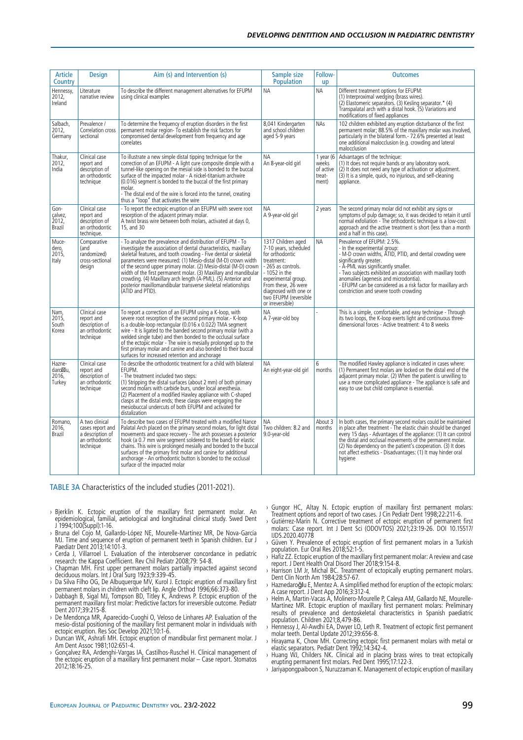| Article Country | Design | Aim (s) and Intervention (s) | Sample size Population | Follow-up | Outcomes |
|---|---|---|---|---|---|
| Hennessy, 2012, Ireland | Literature narrative review | To describe the different management alternatives for EFUPM using clinical examples | NA | NA | Different treatment options for EFUPM: (1) Interproximal wedging (brass wires). (2) Elastomeric separators. (3) Kesling separator.* (4) Transpalatal arch with a distal hook. (5) Variations and modifications of fixed appliances |
| Salbach, 2012, Germany | Prevalence / Correlation cross sectional | To determine the frequency of eruption disorders in the first permanent molar region- To establish the risk factors for compromised dental development from frequency and age correlates | 8,041 Kindergarten and school children aged 5-9 years | NAs | 102 children exhibited any eruption disturbance of the first permanent molar; 88.5% of the maxillary molar was involved, particularly in the bilateral form.- 72.6% presented at least one additional malocclusion (e.g. crowding and lateral malocclusion |
| Thakur, 2012, India | Clinical case report and description of an orthodontic technique | To illustrate a new simple distal tipping technique for the correction of an EFUPM - A light cure composite dimple with a tunnel-like opening on the mesial side is bonded to the buccal surface of the impacted molar - A nickel-titanium archwire (0.016) segment is bonded to the buccal of the first primary molar.<br>- The distal end of the wire is forced into the tunnel, creating thus a "loop" that activates the wire | NA<br>An 8-year-old girl | 1 year (6 weeks of active treat-ment) | Advantages of the technique:<br>(1) It does not require bands or any laboratory work.<br>(2) It does not need any type of activation or adjustment.<br>(3) It is a simple, quick, no injurious, and self-cleaning appliance. |
| Gon-çalvez, 2012, Brazil | Clinical case report and description of an orthodontic technique. | - To report the ectopic eruption of an EFUPM with severe root resorption of the adjacent primary molar.<br>A twist brass wire between both molars, activated at days 0, 15, and 30 | NA<br>A 9-year-old girl | 2 years | The second primary molar did not exhibit any signs or symptoms of pulp damage; so, it was decided to retain it until normal exfoliation - The orthodontic technique is a low-cost approach and the active treatment is short (less than a month and a half in this case). |
| Muce-dero, 2015, Italy | Comparative (and randomized) cross-sectional design | - To analyze the prevalence and distribution of EFUPM - To investigate the association of dental characteristics, maxillary skeletal features, and tooth crowding - Five dental or skeletal parameters were measured: (1) Mesio-distal (M-D) crown width of the second upper primary molar. (2) Mesio-distal (M-D) crown width of the first permanent molar. (3) Maxillary and mandibular crowding. (4) Maxillary arch length (A-PML). (5) Anterior and posterior maxillomandibular transverse skeletal relationships (ATID and PTID). | 1317 Children aged 7-10 years, scheduled for orthodontic treatment:<br>- 265 as controls.<br>- 1052 in the experimental group. From these, 26 were diagnosed with one or two EFUPM (reversible or irreversible) | NA | Prevalence of EFUPM: 2.5%.<br>- In the experimental group:<br>- M-D crown widths, ATID, PTID, and dental crowding were significantly greater.<br>- A-PML was significantly smaller.<br>- Two subjects exhibited an association with maxillary tooth anomalies (agenesis and microdontia).<br>- EFUPM can be considered as a risk factor for maxillary arch constriction and severe tooth crowding |
| Nam, 2015, South Korea | Clinical case report and description of an orthodontic technique | To report a correction of an EFUPM using a K-loop, with severe root resorption of the second primary molar.- K-loop is a double-loop rectangular (0.016 x 0.022) TMA segment wire - It is ligated to the banded second primary molar (with a welded single tube) and then bonded to the occlusal surface of the ectopic molar - The wire is mesially prolonged up to the first primary molar and canine and also bonded to their buccal surfaces for increased retention and anchorage | NA<br>A 7-year-old boy | - | This is a simple, comfortable, and easy technique - Through its two loops, the K-loop exerts light and continuous three-dimensional forces - Active treatment: 4 to 8 weeks |
| Hazne-daroǧlu, 2016, Turkey | Clinical case report and description of an orthodontic technique | To describe the orthodontic treatment for a child with bilateral EFUPM.<br>- The treatment included two steps:<br>(1) Stripping the distal surfaces (about 2 mm) of both primary second molars with carbide burs, under local anesthesia.<br>(2) Placement of a modified Hawley appliance with C-shaped clasps at the distal ends; these clasps were engaging the mesiobuccal undercuts of both EFUPM and activated for distalization | NA<br>An eight-year-old girl | 6 months | The modified Hawley appliance is indicated in cases where: (1) Permanent first molars are locked on the distal end of the adjacent primary molar. (2) When the patient is unwilling to use a more complicated appliance - The appliance is safe and easy to use but child compliance is essential. |
| Romano, 2016, Brazil | A two clinical cases report and a description of an orthodontic technique | To describe two cases of EFUPM treated with a modified Nance Palatal Arch placed on the primary second molars, for light distal movements and space recovery - The arch possesses a posterior hook (a 0.7 mm wire segment soldered to the band) for elastic chains. This wire is prolonged mesially and bonded to the buccal surfaces of the primary first molar and canine for additional anchorage - An orthodontic button is bonded to the occlusal surface of the impacted molar | NA<br>Two children: 8.2 and 9.0-year-old | About 3 months | In both cases, the primary second molars could be maintained in place after treatment - The elastic chain should be changed every 15 days - Advantages of the appliance: (1) It can control the distal and occlusal movements of the permanent molar. (2) No dependency on the patient's cooperation. (3) It does not affect esthetics - Disadvantages: (1) It may hinder oral hygiene |

TABLE 3A Characteristics of the included studies (2011-2021).

- Bjerklin K. Ectopic eruption of the maxillary first permanent molar. An epidemiological, familial, aetiological and longitudinal clinical study. Swed Dent J 1994;100(Suppl):1-16.
- Bruna del Cojo M, Gallardo-López NE, Mourelle-Martínez MR, De Nova-García MJ. Time and sequence of eruption of permanent teeth in Spanish children. Eur J Paediatr Dent 2013;14:101-3.
- Cerda J, Villarroel L. Evaluation of the interobserver concordance in pediatric research: the Kappa Coefficient. Rev Chil Pediatr 2008;79: 54-8.
- Chapman MH. First upper permanent molars partially impacted against second deciduous molars. Int J Oral Surg 1923;9:339-45.
- Da Silva Filho OG, De Albuquerque MV, Kurol J. Ectopic eruption of maxillary first permanent molars in children with cleft lip. Angle Orthod 1996;66:373-80.
- Dabbagh B, Sigal MJ, Tompson BD, Titley K, Andrews P. Ectopic eruption of the permanent maxillary first molar: Predictive factors for irreversible outcome. Pediatr Dent 2017;39:215-8.
- De Mendonça MR, Aparecido-Cuoghi O, Veloso de Linhares AP. Evaluation of the mesio-distal positioning of the maxillary first permanent molar in individuals with ectopic eruption. Res Soc Develop 2021;10:1-6.
- Duncan WK, Ashrafi MH. Ectopic eruption of mandibular first permanent molar. J Am Dent Assoc 1981;102:651-4.
- Gonçalvez RA, Ardenghi-Vargas IA, Castilhos-Ruschel H. Clinical management of the ectopic eruption of a maxillary first permanent molar – Case report. Stomatos 2012;18:16-25.
- Gungor HC, Altay N. Ectopic eruption of maxillary first permanent molars: Treatment options and report of two cases. J Cin Pediatr Dent 1998;22:211-6.
- Gutiérrez-Marín N. Corrective treatment of ectopic eruption of permanent first molars: Case report. Int J Dent Sci (ODOVTOS) 2021;23:19-26. DOI 10.15517/IJDS.2020.40778
- Güven Y. Prevalence of ectopic eruption of first permanent molars in a Turkish population. Eur Oral Res 2018;52:1-5.
- Hafiz ZZ. Ectopic eruption of the maxillary first permanent molar: A review and case report. J Dent Health Oral Disord Ther 2018;9:154-8.
- Harrison LM Jr, Michal BC. Treatment of ectopically erupting permanent molars. Dent Clin North Am 1984;28:57-67.
- Haznedaroğlu E, Mentez A. A simplified method for eruption of the ectopic molars: A case report. J Dent App 2016;3:312-4.
- Helm A, Martín-Vacas A, Molinero-Mourelle P, Caleya AM, Gallardo NE, Mourelle-Martínez MR. Ectopic eruption of maxillary first permanent molars: Preliminary results of prevalence and dentoskeletal characteristics in Spanish paediatric population. Children 2021;8,479-86.
- Hennessy J, Al-Awdhi EA, Dwyer LO, Leth R. Treatment of ectopic first permanent molar teeth. Dental Update 2012;39:656-8.
- Hirayama K, Chow MH. Correcting ectopic first permanent molars with metal or elastic separators. Pediatr Dent 1992;14:342-4.
- Huang WJ, Childers NK. Clinical aid in placing brass wires to treat ectopically erupting permanent first molars. Ped Dent 1995;17:122-3.
- Jariyapongpaiboon S, Nuruzzaman K. Management of ectopic eruption of maxillary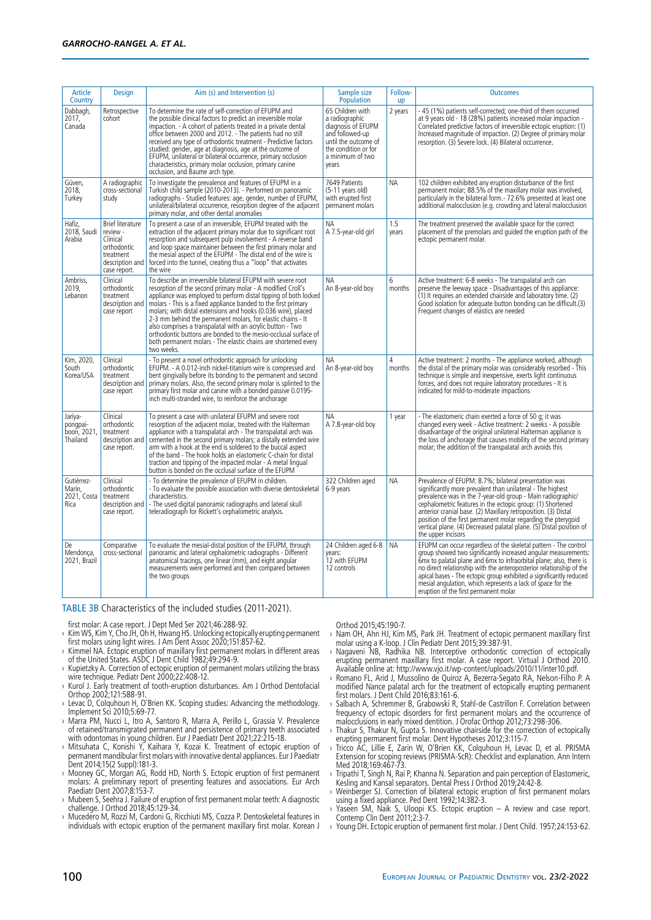| Article Country | Design | Aim (s) and Intervention (s) | Sample size Population | Follow-up | Outcomes |
|---|---|---|---|---|---|
| Dabbagh, 2017, Canada | Retrospective cohort | To determine the rate of self-correction of EFUPM and the possible clinical factors to predict an irreversible molar impaction. - A cohort of patients treated in a private dental office between 2000 and 2012. - The patients had no still received any type of orthodontic treatment - Predictive factors studied: gender, age at diagnosis, age at the outcome of EFUPM, unilateral or bilateral occurrence, primary occlusion characteristics, primary molar occlusion, primary canine occlusion, and Baume arch type. | 65 Children with a radiographic diagnosis of EFUPM and followed-up until the outcome of the condition or for a minimum of two years | 2 years | - 45 (1%) patients self-corrected; one-third of them occurred at 9 years old - 18 (28%) patients increased molar impaction - Correlated predictive factors of irreversible ectopic eruption: (1) Increased magnitude of impaction. (2) Degree of primary molar resorption. (3) Severe lock. (4) Bilateral occurrence. |
| Güven, 2018, Turkey | A radiographic cross-sectional study | To investigate the prevalence and features of EFUPM in a Turkish child sample (2010-2013). - Performed on panoramic radiographs - Studied features: age, gender, number of EFUPM, unilateral/bilateral occurrence, resorption degree of the adjacent primary molar, and other dental anomalies | 7649 Patients (5-11 years old) with erupted first permanent molars | NA | 102 children exhibited any eruption disturbance of the first permanent molar; 88.5% of the maxillary molar was involved, particularly in the bilateral form.- 72.6% presented at least one additional malocclusion (e.g. crowding and lateral malocclusion |
| Hafiz, 2018, Saudi Arabia | Brief literature review - Clinical orthodontic treatment description and case report. | To present a case of an irreversible, EFUPM treated with the extraction of the adjacent primary molar due to significant root resorption and subsequent pulp involvement - A reverse band and loop space maintainer between the first primary molar and the mesial aspect of the EFUPM - The distal end of the wire is forced into the tunnel, creating thus a "loop" that activates the wire | NA A 7.5-year-old girl | 1.5 years | The treatment preserved the available space for the correct placement of the premolars and guided the eruption path of the ectopic permanent molar. |
| Ambriss, 2019, Lebanon | Clinical orthodontic treatment description and case report | To describe an irreversible bilateral EFUPM with severe root resorption of the second primary molar - A modified Croll's appliance was employed to perform distal tipping of both locked molars - This is a fixed appliance banded to the first primary molars; with distal extensions and hooks (0.036 wire), placed 2-3 mm behind the permanent molars, for elastic chains - It also comprises a transpalatal with an acrylic button - Two orthodontic buttons are bonded to the mesio-occlusal surface of both permanent molars - The elastic chains are shortened every two weeks. | NA An 8-year-old boy | 6 months | Active treatment: 6-8 weeks - The transpalatal arch can preserve the leeway space - Disadvantages of this appliance: (1) It requires an extended chairside and laboratory time. (2) Good isolation for adequate button bonding can be difficult.(3) Frequent changes of elastics are needed |
| Kim, 2020, South Korea/USA | Clinical orthodontic treatment description and case report | - To present a novel orthodontic approach for unlocking EFUPM. - A 0.012-inch nickel-titanium wire is compressed and bent gingivally before its bonding to the permanent and second primary molars. Also, the second primary molar is splinted to the primary first molar and canine with a bonded passive 0.0195-inch multi-stranded wire, to reinforce the anchorage | NA An 8-year-old boy | 4 months | Active treatment: 2 months - The appliance worked, although the distal of the primary molar was considerably resorbed - This technique is simple and inexpensive, exerts light continuous forces, and does not require laboratory procedures - It is indicated for mild-to-moderate impactions |
| Jariya-pongpai-boon, 2021, Thailand | Clinical orthodontic treatment description and case report. | To present a case with unilateral EFUPM and severe root resorption of the adjacent molar, treated with the Halterman appliance with a transpalatal arch - The transpalatal arch was cemented in the second primary molars; a distally extended wire arm with a hook at the end is soldered to the buccal aspect of the band - The hook holds an elastomeric C-chain for distal traction and tipping of the impacted molar - A metal lingual button is bonded on the occlusal surface of the EFUPM | NA A 7.8-year-old boy | 1 year | - The elastomeric chain exerted a force of 50 g; it was changed every week - Active treatment: 2 weeks - A possible disadvantage of the original unilateral Halterman appliance is the loss of anchorage that causes mobility of the second primary molar; the addition of the transpalatal arch avoids this |
| Gutiérrez-Marín, 2021, Costa Rica | Clinical orthodontic treatment description and case report. | - To determine the prevalence of EFUPM in children. - To evaluate the possible association with diverse dentoskeletal characteristics. - The used digital panoramic radiographs and lateral skull teleradiograph for Rickett's cephalometric analysis. | 322 Children aged 6-9 years | NA | Prevalence of EFUPM: 8.7%; bilateral presentation was significantly more prevalent than unilateral - The highest prevalence was in the 7-year-old group - Main radiographic/cephalometric features in the ectopic group: (1) Shortened anterior cranial base. (2) Maxillary retroposition. (3) Distal position of the first permanent molar regarding the pterygoid vertical plane. (4) Decreased palatal plane. (5) Distal position of the upper incisors |
| De Mendonça, 2021, Brazil | Comparative cross-sectional | To evaluate the mesial-distal position of the EFUPM, through panoramic and lateral cephalometric radiographs - Different anatomical tracings, one linear (mm), and eight angular measurements were performed and then compared between the two groups | 24 Children aged 6-8 years: 12 with EFUPM 12 controls | NA | EFUPM can occur regardless of the skeletal pattern - The control group showed two significantly increased angular measurements: 6mx to palatal plane and 6mx to infraorbital plane; also, there is no direct relationship with the anteroposterior relationship of the apical bases - The ectopic group exhibited a significantly reduced mesial angulation, which represents a lack of space for the eruption of the first permanent molar |

TABLE 3B Characteristics of the included studies (2011-2021).

first molar: A case report. J Dept Med Ser 2021;46:288-92.

- Kim WS, Kim Y, Cho JH, Oh H, Hwang HS. Unlocking ectopically erupting permanent first molars using light wires. J Am Dent Assoc 2020;151:857-62.
- Kimmel NA. Ectopic eruption of maxillary first permanent molars in different areas of the United States. ASDC J Dent Child 1982;49:294-9.
- Kupietzky A. Correction of ectopic eruption of permanent molars utilizing the brass wire technique. Pediatr Dent 2000;22:408-12.
- Kurol J. Early treatment of tooth-eruption disturbances. Am J Orthod Dentofacial Orthop 2002;121:588-91.
- Levac D, Colquhoun H, O'Brien KK. Scoping studies: Advancing the methodology. Implement Sci 2010;5:69-77.
- Marra PM, Nucci L, Itro A, Santoro R, Marra A, Perillo L, Grassia V. Prevalence of retained/transmigrated permanent and persistence of primary teeth associated with odontomas in young children. Eur J Paediatr Dent 2021;22:215-18.
- Mitsuhata C, Konishi Y, Kaihara Y, Kozai K. Treatment of ectopic eruption of permanent mandibular first molars with innovative dental appliances. Eur J Paediatr Dent 2014;15(2 Suppl):181-3.
- Mooney GC, Morgan AG, Rodd HD, North S. Ectopic eruption of first permanent molars: A preliminary report of presenting features and associations. Eur Arch Paediatr Dent 2007;8:153-7.
- Mubeen S, Seehra J. Failure of eruption of first permanent molar teeth: A diagnostic challenge. J Orthod 2018;45:129-34.
- Mucedero M, Rozzi M, Cardoni G, Ricchiuti MS, Cozza P. Dentoskeletal features in individuals with ectopic eruption of the permanent maxillary first molar. Korean J Orthod 2015;45:190-7.
- Nam OH, Ahn HJ, Kim MS, Park JH. Treatment of ectopic permanent maxillary first molar using a K-loop. J Clin Pediatr Dent 2015;39:387-91.
- Nagaveni NB, Radhika NB. Interceptive orthodontic correction of ectopically erupting permanent maxillary first molar. A case report. Virtual J Orthod 2010. Available online at: http://www.vjo.it/wp-content/uploads/2010/11/inter10.pdf.
- Romano FL, Arid J, Mussolino de Quiroz A, Bezerra-Segato RA, Nelson-Filho P. A modified Nance palatal arch for the treatment of ectopically erupting permanent first molars. J Dent Child 2016;83:161-6.
- Salbach A, Schremmer B, Grabowski R, Stahl-de Castrillon F. Correlation between frequency of ectopic disorders for first permanent molars and the occurrence of malocclusions in early mixed dentition. J Orofac Orthop 2012;73:298-306.
- Thakur S, Thakur N, Gupta S. Innovative chairside for the correction of ectopically erupting permanent first molar. Dent Hypotheses 2012;3:115-7.
- Tricco AC, Lillie E, Zarin W, O'Brien KK, Colquhoun H, Levac D, et al. PRISMA Extension for scoping reviews (PRISMA-ScR): Checklist and explanation. Ann Intern Med 2018;169:467-73.
- Tripathi T, Singh N, Rai P, Khanna N. Separation and pain perception of Elastomeric, Kesling and Kansal separators. Dental Press J Orthod 2019;24:42-8.
- Weinberger SJ. Correction of bilateral ectopic eruption of first permanent molars using a fixed appliance. Ped Dent 1992;14:382-3.
- Yaseen SM, Naik S, Uloopi KS. Ectopic eruption – A review and case report. Contemp Clin Dent 2011;2:3-7.
- Young DH. Ectopic eruption of permanent first molar. J Dent Child. 1957;24:153-62.